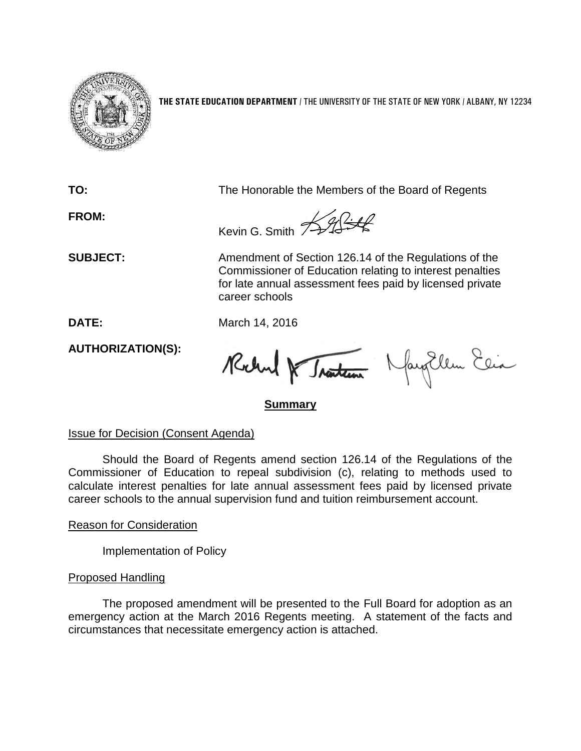**THE STATE EDUCATION DEPARTMENT** / THE UNIVERSITY OF THE STATE OF NEW YORK / ALBANY, NY 12234

**TO:** The Honorable the Members of the Board of Regents

**FROM:** Kevin G. Smith

**SUBJECT:** Amendment of Section 126.14 of the Regulations of the Commissioner of Education relating to interest penalties for late annual assessment fees paid by licensed private career schools

**DATE:** March 14, 2016

**AUTHORIZATION(S):**

## Summary

Issue for Decision (Consent Agenda)

Should the Board of Regents amend section 126.14 of the Regulations of the Commissioner of Education to repeal subdivision (c), relating to methods used to calculate interest penalties for late annual assessment fees paid by licensed private career schools to the annual supervision fund and tuition reimbursement account.

Reason for Consideration

Implementation of Policy

Proposed Handling

The proposed amendment will be presented to the Full Board for adoption as an emergency action at the March 2016 Regents meeting. A statement of the facts and circumstances that necessitate emergency action is attached.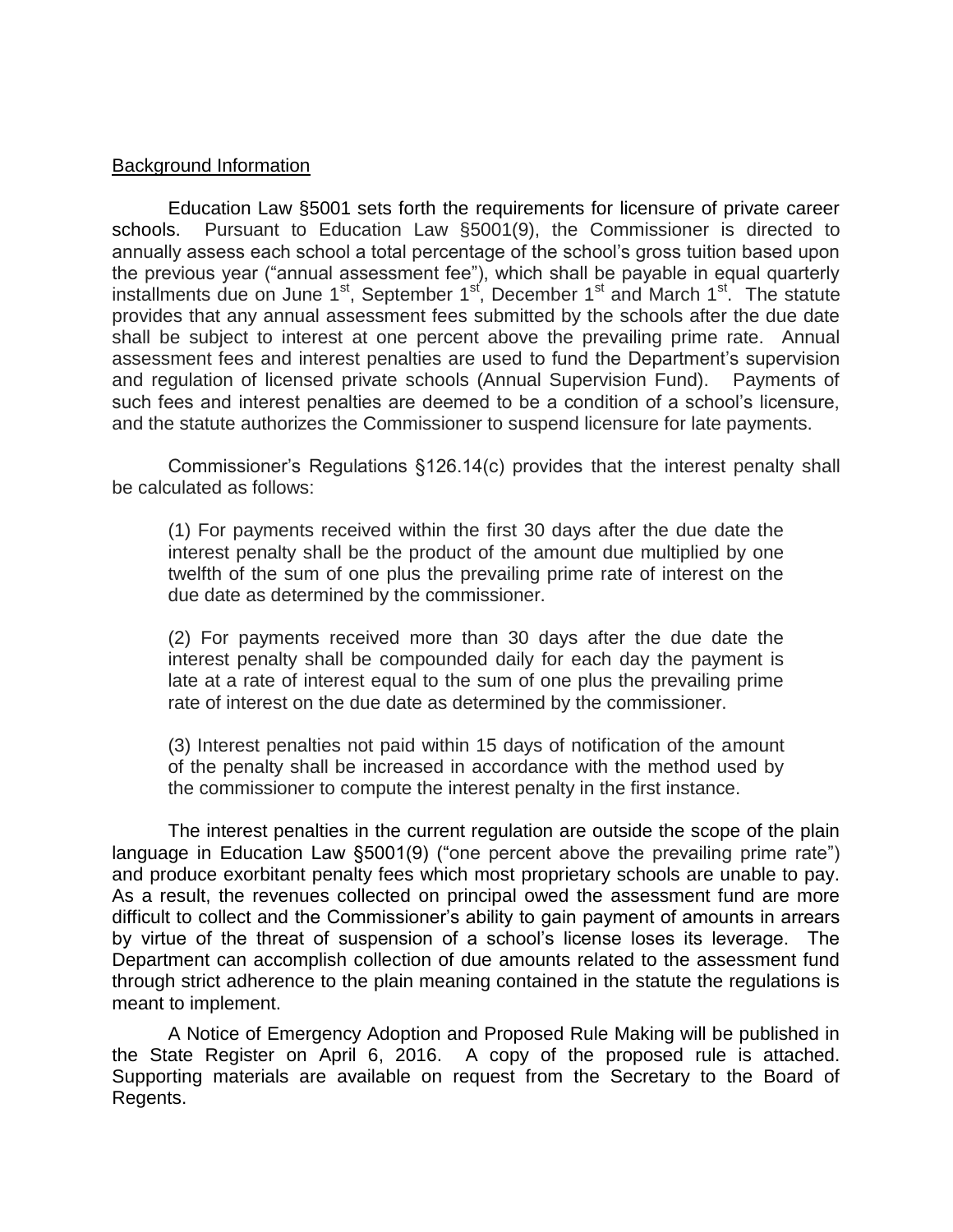<u>Background Information</u>

Education Law §5001 sets forth the requirements for licensure of private career schools. Pursuant to Education Law §5001(9), the Commissioner is directed to annually assess each school a total percentage of the school's gross tuition based upon the previous year ("annual assessment fee"), which shall be payable in equal quarterly installments due on June 1st, September 1st, December 1st and March 1st. The statute provides that any annual assessment fees submitted by the schools after the due date shall be subject to interest at one percent above the prevailing prime rate. Annual assessment fees and interest penalties are used to fund the Department's supervision and regulation of licensed private schools (Annual Supervision Fund). Payments of such fees and interest penalties are deemed to be a condition of a school's licensure, and the statute authorizes the Commissioner to suspend licensure for late payments.

Commissioner's Regulations §126.14(c) provides that the interest penalty shall be calculated as follows:

> (1) For payments received within the first 30 days after the due date the interest penalty shall be the product of the amount due multiplied by one twelfth of the sum of one plus the prevailing prime rate of interest on the due date as determined by the commissioner.
>
> (2) For payments received more than 30 days after the due date the interest penalty shall be compounded daily for each day the payment is late at a rate of interest equal to the sum of one plus the prevailing prime rate of interest on the due date as determined by the commissioner.
>
> (3) Interest penalties not paid within 15 days of notification of the amount of the penalty shall be increased in accordance with the method used by the commissioner to compute the interest penalty in the first instance.

The interest penalties in the current regulation are outside the scope of the plain language in Education Law §5001(9) ("one percent above the prevailing prime rate") and produce exorbitant penalty fees which most proprietary schools are unable to pay. As a result, the revenues collected on principal owed the assessment fund are more difficult to collect and the Commissioner's ability to gain payment of amounts in arrears by virtue of the threat of suspension of a school's license loses its leverage. The Department can accomplish collection of due amounts related to the assessment fund through strict adherence to the plain meaning contained in the statute the regulations is meant to implement.

A Notice of Emergency Adoption and Proposed Rule Making will be published in the State Register on April 6, 2016. A copy of the proposed rule is attached. Supporting materials are available on request from the Secretary to the Board of Regents.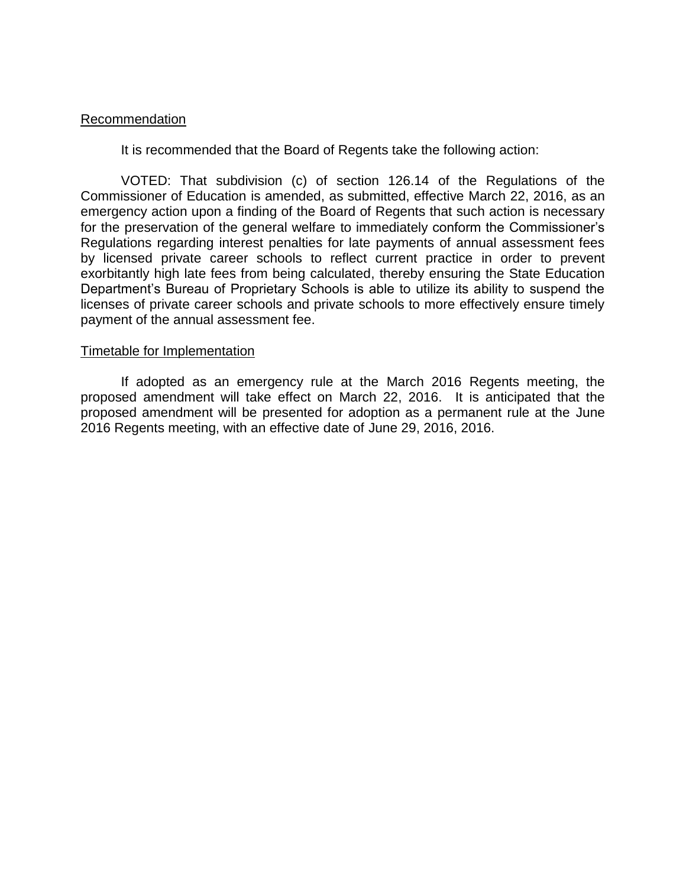## Recommendation

It is recommended that the Board of Regents take the following action:

VOTED: That subdivision (c) of section 126.14 of the Regulations of the Commissioner of Education is amended, as submitted, effective March 22, 2016, as an emergency action upon a finding of the Board of Regents that such action is necessary for the preservation of the general welfare to immediately conform the Commissioner's Regulations regarding interest penalties for late payments of annual assessment fees by licensed private career schools to reflect current practice in order to prevent exorbitantly high late fees from being calculated, thereby ensuring the State Education Department's Bureau of Proprietary Schools is able to utilize its ability to suspend the licenses of private career schools and private schools to more effectively ensure timely payment of the annual assessment fee.

## Timetable for Implementation

If adopted as an emergency rule at the March 2016 Regents meeting, the proposed amendment will take effect on March 22, 2016. It is anticipated that the proposed amendment will be presented for adoption as a permanent rule at the June 2016 Regents meeting, with an effective date of June 29, 2016, 2016.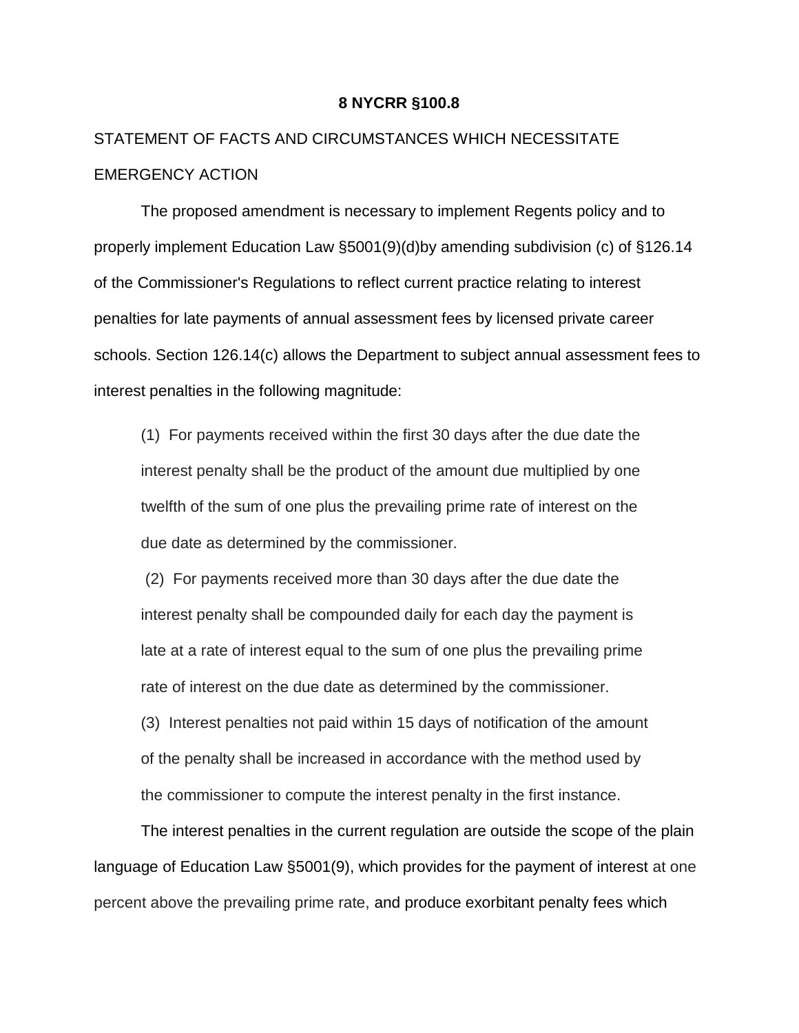**8 NYCRR §100.8**

STATEMENT OF FACTS AND CIRCUMSTANCES WHICH NECESSITATE EMERGENCY ACTION

The proposed amendment is necessary to implement Regents policy and to properly implement Education Law §5001(9)(d)by amending subdivision (c) of §126.14 of the Commissioner's Regulations to reflect current practice relating to interest penalties for late payments of annual assessment fees by licensed private career schools. Section 126.14(c) allows the Department to subject annual assessment fees to interest penalties in the following magnitude:

(1) For payments received within the first 30 days after the due date the interest penalty shall be the product of the amount due multiplied by one twelfth of the sum of one plus the prevailing prime rate of interest on the due date as determined by the commissioner.

(2) For payments received more than 30 days after the due date the interest penalty shall be compounded daily for each day the payment is late at a rate of interest equal to the sum of one plus the prevailing prime rate of interest on the due date as determined by the commissioner.

(3) Interest penalties not paid within 15 days of notification of the amount of the penalty shall be increased in accordance with the method used by the commissioner to compute the interest penalty in the first instance.

The interest penalties in the current regulation are outside the scope of the plain language of Education Law §5001(9), which provides for the payment of interest at one percent above the prevailing prime rate, and produce exorbitant penalty fees which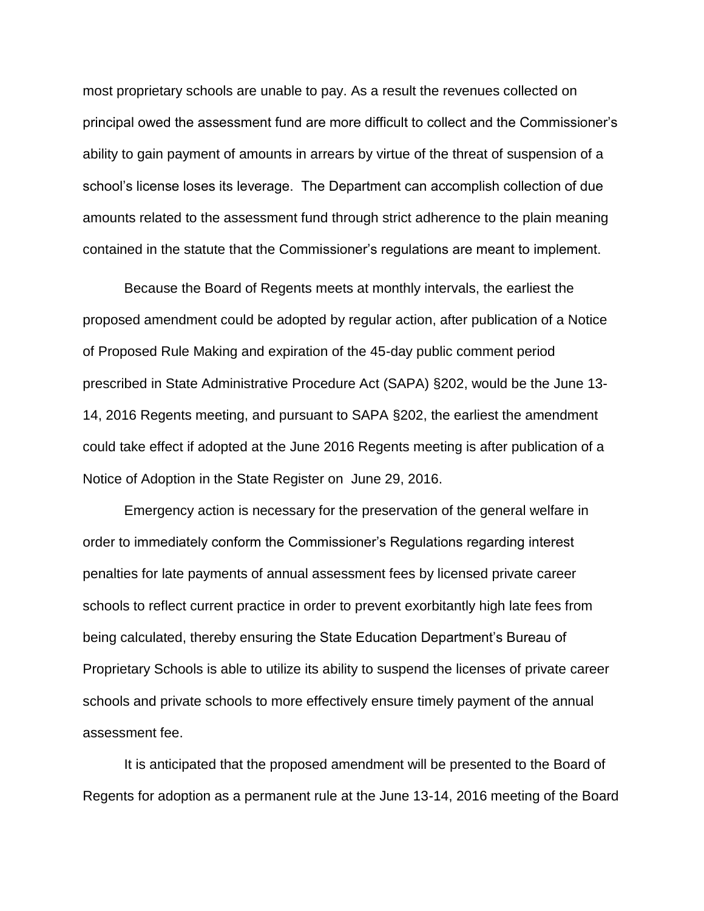most proprietary schools are unable to pay. As a result the revenues collected on principal owed the assessment fund are more difficult to collect and the Commissioner's ability to gain payment of amounts in arrears by virtue of the threat of suspension of a school's license loses its leverage. The Department can accomplish collection of due amounts related to the assessment fund through strict adherence to the plain meaning contained in the statute that the Commissioner's regulations are meant to implement.

Because the Board of Regents meets at monthly intervals, the earliest the proposed amendment could be adopted by regular action, after publication of a Notice of Proposed Rule Making and expiration of the 45-day public comment period prescribed in State Administrative Procedure Act (SAPA) §202, would be the June 13-14, 2016 Regents meeting, and pursuant to SAPA §202, the earliest the amendment could take effect if adopted at the June 2016 Regents meeting is after publication of a Notice of Adoption in the State Register on June 29, 2016.

Emergency action is necessary for the preservation of the general welfare in order to immediately conform the Commissioner's Regulations regarding interest penalties for late payments of annual assessment fees by licensed private career schools to reflect current practice in order to prevent exorbitantly high late fees from being calculated, thereby ensuring the State Education Department's Bureau of Proprietary Schools is able to utilize its ability to suspend the licenses of private career schools and private schools to more effectively ensure timely payment of the annual assessment fee.

It is anticipated that the proposed amendment will be presented to the Board of Regents for adoption as a permanent rule at the June 13-14, 2016 meeting of the Board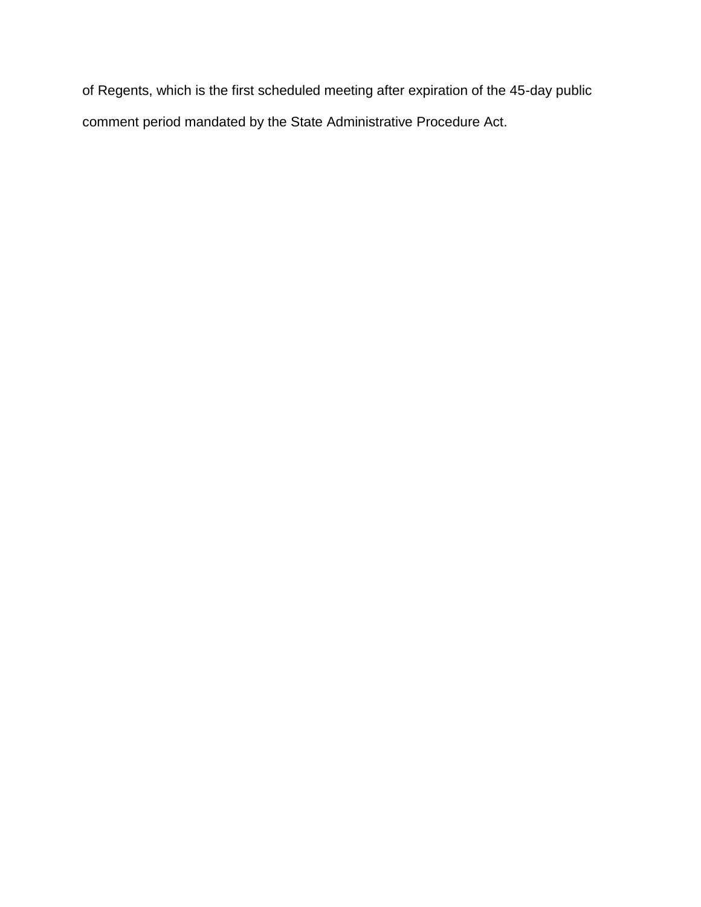of Regents, which is the first scheduled meeting after expiration of the 45-day public comment period mandated by the State Administrative Procedure Act.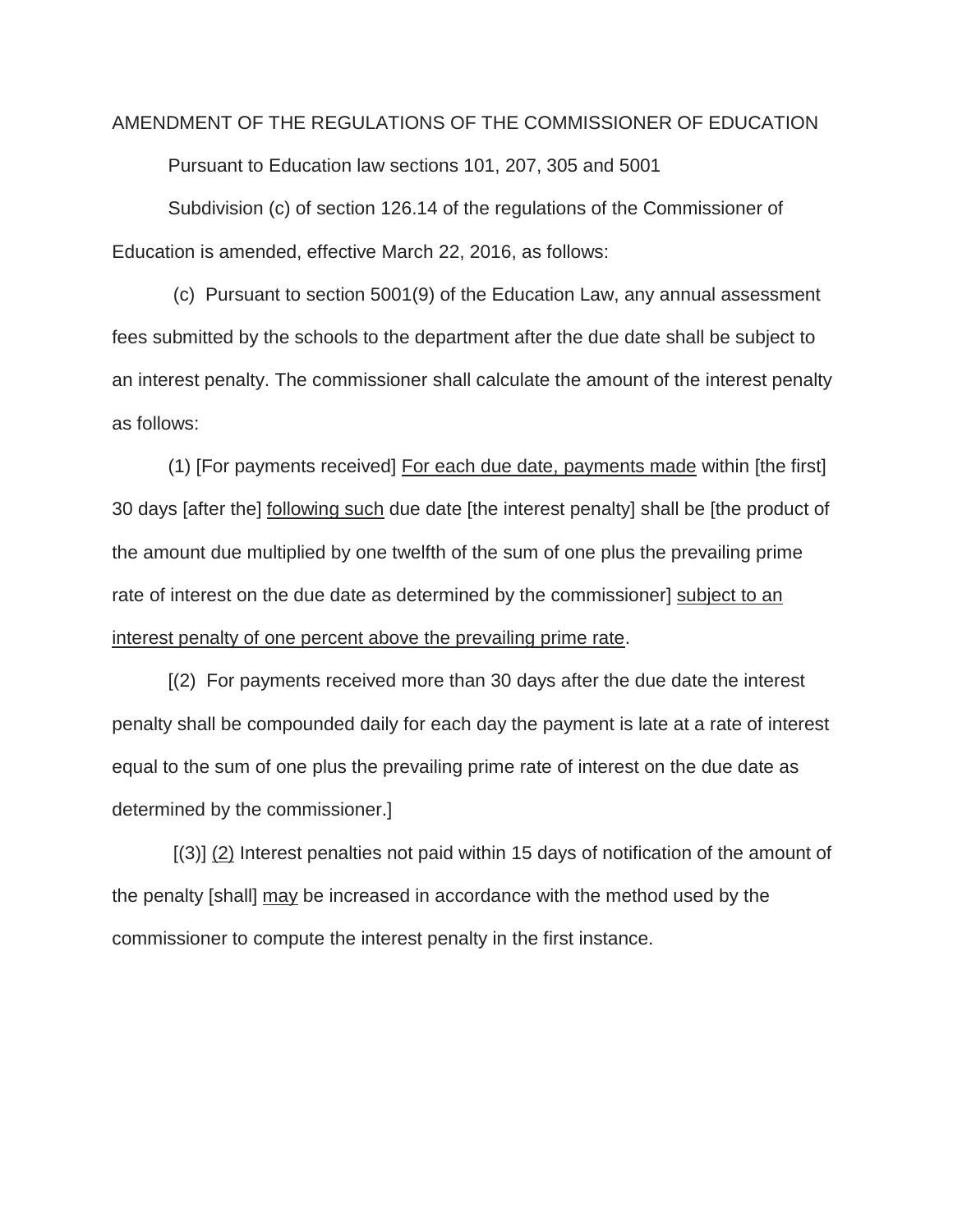AMENDMENT OF THE REGULATIONS OF THE COMMISSIONER OF EDUCATION

Pursuant to Education law sections 101, 207, 305 and 5001

Subdivision (c) of section 126.14 of the regulations of the Commissioner of Education is amended, effective March 22, 2016, as follows:

(c) Pursuant to section 5001(9) of the Education Law, any annual assessment fees submitted by the schools to the department after the due date shall be subject to an interest penalty. The commissioner shall calculate the amount of the interest penalty as follows:

(1) [For payments received] <u>For each due date, payments made</u> within [the first] 30 days [after the] <u>following such</u> due date [the interest penalty] shall be [the product of the amount due multiplied by one twelfth of the sum of one plus the prevailing prime rate of interest on the due date as determined by the commissioner] <u>subject to an interest penalty of one percent above the prevailing prime rate</u>.

[(2) For payments received more than 30 days after the due date the interest penalty shall be compounded daily for each day the payment is late at a rate of interest equal to the sum of one plus the prevailing prime rate of interest on the due date as determined by the commissioner.]

[(3)] <u>(2)</u> Interest penalties not paid within 15 days of notification of the amount of the penalty [shall] <u>may</u> be increased in accordance with the method used by the commissioner to compute the interest penalty in the first instance.